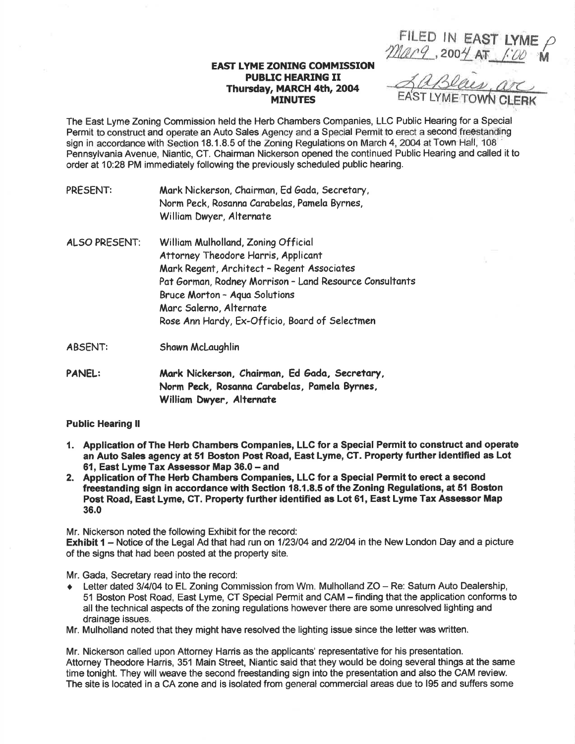FILED IN EAST LYME P
Mar 9, 2004 AT 1:00 M

LaBlais, arc
EAST LYME TOWN CLERK

**EAST LYME ZONING COMMISSION**
**PUBLIC HEARING II**
**Thursday, MARCH 4th, 2004**
**MINUTES**

The East Lyme Zoning Commission held the Herb Chambers Companies, LLC Public Hearing for a Special Permit to construct and operate an Auto Sales Agency and a Special Permit to erect a second freestanding sign in accordance with Section 18.1.8.5 of the Zoning Regulations on March 4, 2004 at Town Hall, 108 Pennsylvania Avenue, Niantic, CT. Chairman Nickerson opened the continued Public Hearing and called it to order at 10:28 PM immediately following the previously scheduled public hearing.

PRESENT: Mark Nickerson, Chairman, Ed Gada, Secretary, Norm Peck, Rosanna Carabelas, Pamela Byrnes, William Dwyer, Alternate

ALSO PRESENT: William Mulholland, Zoning Official
Attorney Theodore Harris, Applicant
Mark Regent, Architect - Regent Associates
Pat Gorman, Rodney Morrison - Land Resource Consultants
Bruce Morton - Aqua Solutions
Marc Salerno, Alternate
Rose Ann Hardy, Ex-Officio, Board of Selectmen

ABSENT: Shawn McLaughlin

**PANEL: Mark Nickerson, Chairman, Ed Gada, Secretary, Norm Peck, Rosanna Carabelas, Pamela Byrnes, William Dwyer, Alternate**

**Public Hearing II**

1. **Application of The Herb Chambers Companies, LLC for a Special Permit to construct and operate an Auto Sales agency at 51 Boston Post Road, East Lyme, CT. Property further identified as Lot 61, East Lyme Tax Assessor Map 36.0 – and**
2. **Application of The Herb Chambers Companies, LLC for a Special Permit to erect a second freestanding sign in accordance with Section 18.1.8.5 of the Zoning Regulations, at 51 Boston Post Road, East Lyme, CT. Property further identified as Lot 61, East Lyme Tax Assessor Map 36.0**

Mr. Nickerson noted the following Exhibit for the record:
**Exhibit 1** – Notice of the Legal Ad that had run on 1/23/04 and 2/2/04 in the New London Day and a picture of the signs that had been posted at the property site.

Mr. Gada, Secretary read into the record:

- Letter dated 3/4/04 to EL Zoning Commission from Wm. Mulholland ZO – Re: Saturn Auto Dealership, 51 Boston Post Road, East Lyme, CT Special Permit and CAM – finding that the application conforms to all the technical aspects of the zoning regulations however there are some unresolved lighting and drainage issues.

Mr. Mulholland noted that they might have resolved the lighting issue since the letter was written.

Mr. Nickerson called upon Attorney Harris as the applicants' representative for his presentation.
Attorney Theodore Harris, 351 Main Street, Niantic said that they would be doing several things at the same time tonight. They will weave the second freestanding sign into the presentation and also the CAM review. The site is located in a CA zone and is isolated from general commercial areas due to I95 and suffers some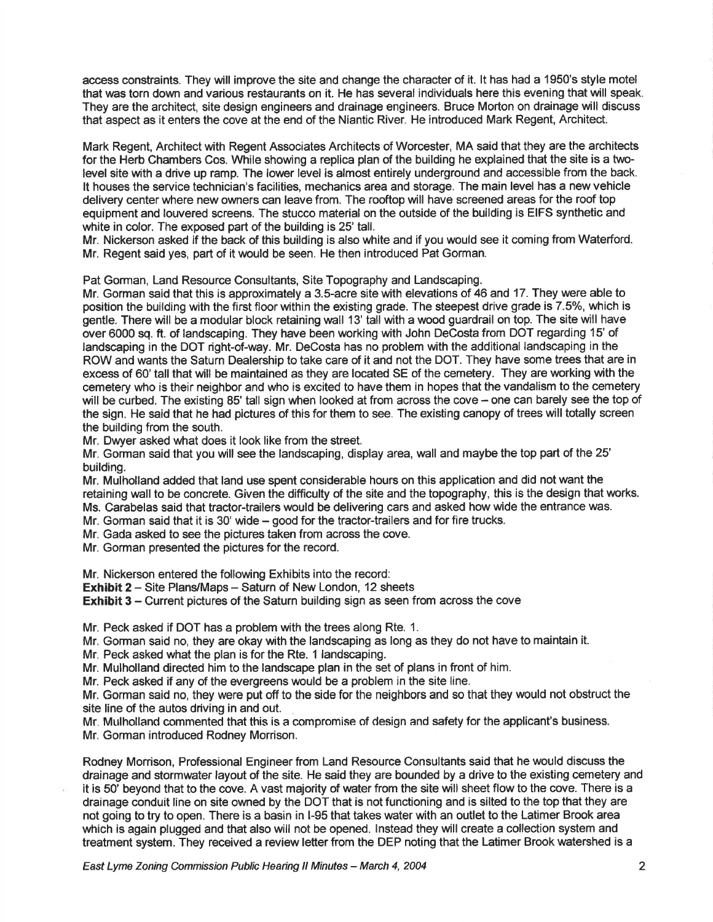access constraints. They will improve the site and change the character of it. It has had a 1950's style motel that was torn down and various restaurants on it. He has several individuals here this evening that will speak. They are the architect, site design engineers and drainage engineers. Bruce Morton on drainage will discuss that aspect as it enters the cove at the end of the Niantic River. He introduced Mark Regent, Architect.

Mark Regent, Architect with Regent Associates Architects of Worcester, MA said that they are the architects for the Herb Chambers Cos. While showing a replica plan of the building he explained that the site is a two-level site with a drive up ramp. The lower level is almost entirely underground and accessible from the back. It houses the service technician's facilities, mechanics area and storage. The main level has a new vehicle delivery center where new owners can leave from. The rooftop will have screened areas for the roof top equipment and louvered screens. The stucco material on the outside of the building is EIFS synthetic and white in color. The exposed part of the building is 25' tall.

Mr. Nickerson asked if the back of this building is also white and if you would see it coming from Waterford.

Mr. Regent said yes, part of it would be seen. He then introduced Pat Gorman.

Pat Gorman, Land Resource Consultants, Site Topography and Landscaping.

Mr. Gorman said that this is approximately a 3.5-acre site with elevations of 46 and 17. They were able to position the building with the first floor within the existing grade. The steepest drive grade is 7.5%, which is gentle. There will be a modular block retaining wall 13' tall with a wood guardrail on top. The site will have over 6000 sq. ft. of landscaping. They have been working with John DeCosta from DOT regarding 15' of landscaping in the DOT right-of-way. Mr. DeCosta has no problem with the additional landscaping in the ROW and wants the Saturn Dealership to take care of it and not the DOT. They have some trees that are in excess of 60' tall that will be maintained as they are located SE of the cemetery. They are working with the cemetery who is their neighbor and who is excited to have them in hopes that the vandalism to the cemetery will be curbed. The existing 85' tall sign when looked at from across the cove – one can barely see the top of the sign. He said that he had pictures of this for them to see. The existing canopy of trees will totally screen the building from the south.

Mr. Dwyer asked what does it look like from the street.

Mr. Gorman said that you will see the landscaping, display area, wall and maybe the top part of the 25' building.

Mr. Mulholland added that land use spent considerable hours on this application and did not want the retaining wall to be concrete. Given the difficulty of the site and the topography, this is the design that works.

Ms. Carabelas said that tractor-trailers would be delivering cars and asked how wide the entrance was.

Mr. Gorman said that it is 30' wide – good for the tractor-trailers and for fire trucks.

Mr. Gada asked to see the pictures taken from across the cove.

Mr. Gorman presented the pictures for the record.

Mr. Nickerson entered the following Exhibits into the record:

**Exhibit 2** – Site Plans/Maps – Saturn of New London, 12 sheets

**Exhibit 3** – Current pictures of the Saturn building sign as seen from across the cove

Mr. Peck asked if DOT has a problem with the trees along Rte. 1.

Mr. Gorman said no, they are okay with the landscaping as long as they do not have to maintain it.

Mr. Peck asked what the plan is for the Rte. 1 landscaping.

Mr. Mulholland directed him to the landscape plan in the set of plans in front of him.

Mr. Peck asked if any of the evergreens would be a problem in the site line.

Mr. Gorman said no, they were put off to the side for the neighbors and so that they would not obstruct the site line of the autos driving in and out.

Mr. Mulholland commented that this is a compromise of design and safety for the applicant's business.

Mr. Gorman introduced Rodney Morrison.

Rodney Morrison, Professional Engineer from Land Resource Consultants said that he would discuss the drainage and stormwater layout of the site. He said they are bounded by a drive to the existing cemetery and it is 50' beyond that to the cove. A vast majority of water from the site will sheet flow to the cove. There is a drainage conduit line on site owned by the DOT that is not functioning and is silted to the top that they are not going to try to open. There is a basin in I-95 that takes water with an outlet to the Latimer Brook area which is again plugged and that also will not be opened. Instead they will create a collection system and treatment system. They received a review letter from the DEP noting that the Latimer Brook watershed is a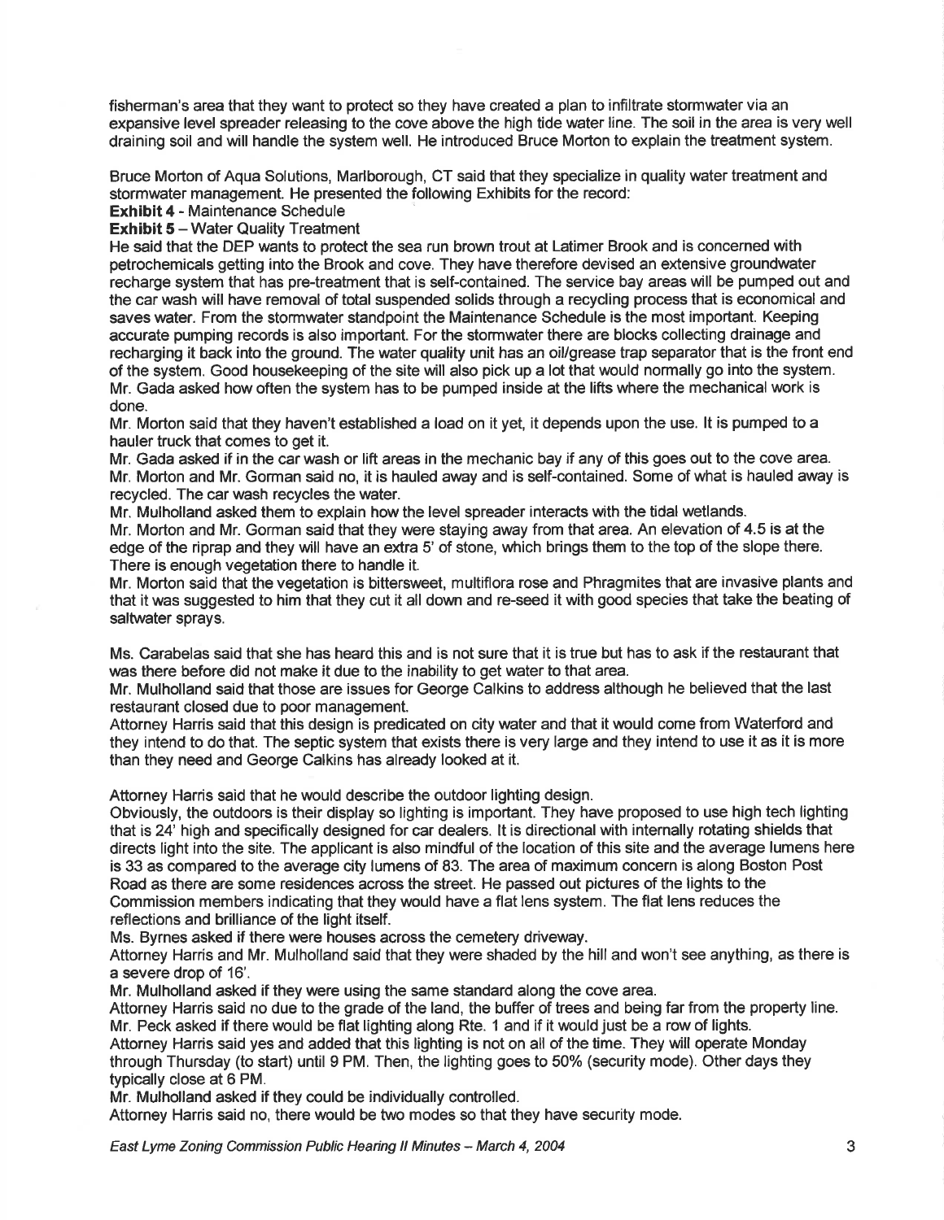fisherman's area that they want to protect so they have created a plan to infiltrate stormwater via an expansive level spreader releasing to the cove above the high tide water line. The soil in the area is very well draining soil and will handle the system well. He introduced Bruce Morton to explain the treatment system.

Bruce Morton of Aqua Solutions, Marlborough, CT said that they specialize in quality water treatment and stormwater management. He presented the following Exhibits for the record:

**Exhibit 4** - Maintenance Schedule

**Exhibit 5** – Water Quality Treatment

He said that the DEP wants to protect the sea run brown trout at Latimer Brook and is concerned with petrochemicals getting into the Brook and cove. They have therefore devised an extensive groundwater recharge system that has pre-treatment that is self-contained. The service bay areas will be pumped out and the car wash will have removal of total suspended solids through a recycling process that is economical and saves water. From the stormwater standpoint the Maintenance Schedule is the most important. Keeping accurate pumping records is also important. For the stormwater there are blocks collecting drainage and recharging it back into the ground. The water quality unit has an oil/grease trap separator that is the front end of the system. Good housekeeping of the site will also pick up a lot that would normally go into the system.

Mr. Gada asked how often the system has to be pumped inside at the lifts where the mechanical work is done.

Mr. Morton said that they haven't established a load on it yet, it depends upon the use. It is pumped to a hauler truck that comes to get it.

Mr. Gada asked if in the car wash or lift areas in the mechanic bay if any of this goes out to the cove area.

Mr. Morton and Mr. Gorman said no, it is hauled away and is self-contained. Some of what is hauled away is recycled. The car wash recycles the water.

Mr. Mulholland asked them to explain how the level spreader interacts with the tidal wetlands.

Mr. Morton and Mr. Gorman said that they were staying away from that area. An elevation of 4.5 is at the edge of the riprap and they will have an extra 5' of stone, which brings them to the top of the slope there. There is enough vegetation there to handle it.

Mr. Morton said that the vegetation is bittersweet, multiflora rose and Phragmites that are invasive plants and that it was suggested to him that they cut it all down and re-seed it with good species that take the beating of saltwater sprays.

Ms. Carabelas said that she has heard this and is not sure that it is true but has to ask if the restaurant that was there before did not make it due to the inability to get water to that area.

Mr. Mulholland said that those are issues for George Calkins to address although he believed that the last restaurant closed due to poor management.

Attorney Harris said that this design is predicated on city water and that it would come from Waterford and they intend to do that. The septic system that exists there is very large and they intend to use it as it is more than they need and George Calkins has already looked at it.

Attorney Harris said that he would describe the outdoor lighting design.

Obviously, the outdoors is their display so lighting is important. They have proposed to use high tech lighting that is 24' high and specifically designed for car dealers. It is directional with internally rotating shields that directs light into the site. The applicant is also mindful of the location of this site and the average lumens here is 33 as compared to the average city lumens of 83. The area of maximum concern is along Boston Post Road as there are some residences across the street. He passed out pictures of the lights to the Commission members indicating that they would have a flat lens system. The flat lens reduces the reflections and brilliance of the light itself.

Ms. Byrnes asked if there were houses across the cemetery driveway.

Attorney Harris and Mr. Mulholland said that they were shaded by the hill and won't see anything, as there is a severe drop of 16'.

Mr. Mulholland asked if they were using the same standard along the cove area.

Attorney Harris said no due to the grade of the land, the buffer of trees and being far from the property line.

Mr. Peck asked if there would be flat lighting along Rte. 1 and if it would just be a row of lights.

Attorney Harris said yes and added that this lighting is not on all of the time. They will operate Monday through Thursday (to start) until 9 PM. Then, the lighting goes to 50% (security mode). Other days they typically close at 6 PM.

Mr. Mulholland asked if they could be individually controlled.

Attorney Harris said no, there would be two modes so that they have security mode.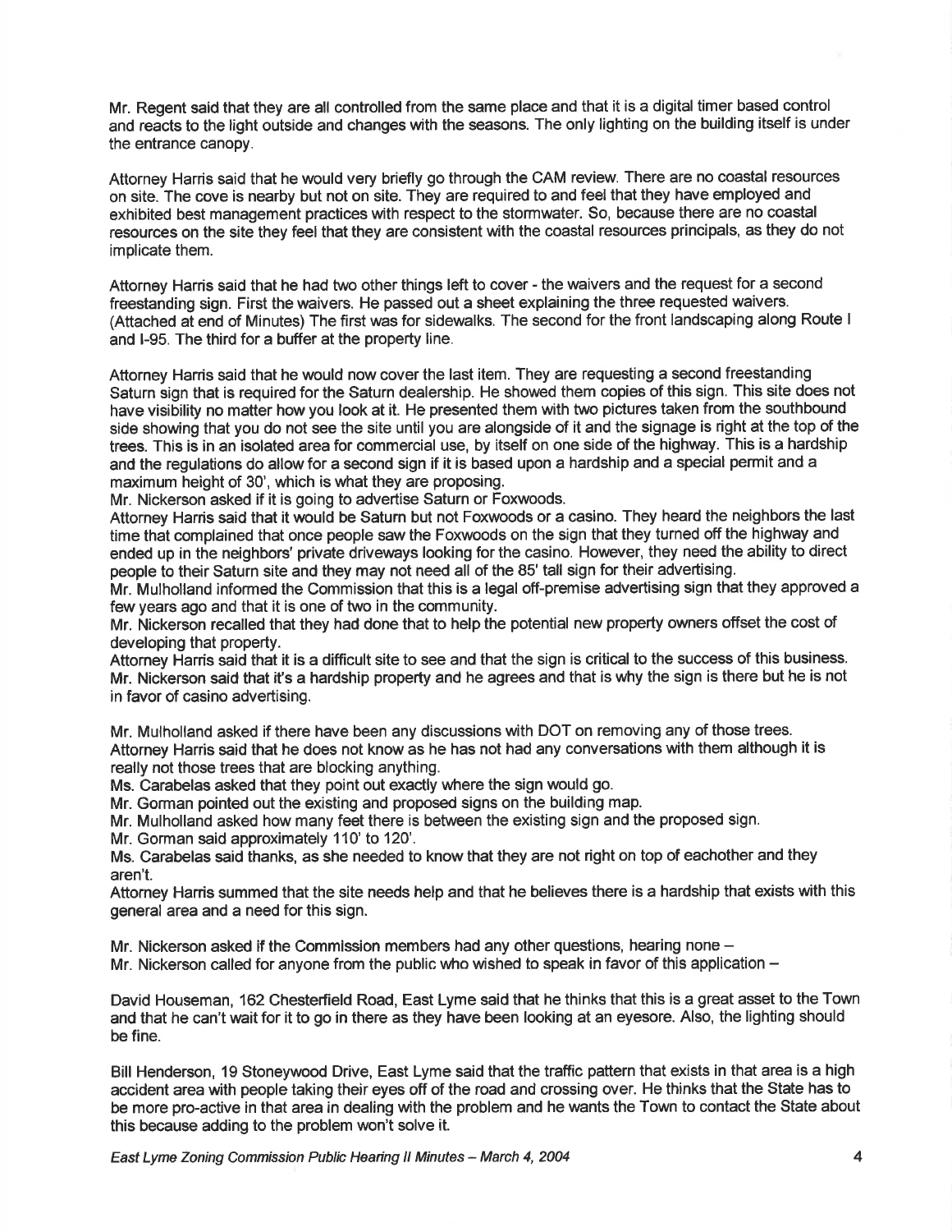Mr. Regent said that they are all controlled from the same place and that it is a digital timer based control and reacts to the light outside and changes with the seasons. The only lighting on the building itself is under the entrance canopy.

Attorney Harris said that he would very briefly go through the CAM review. There are no coastal resources on site. The cove is nearby but not on site. They are required to and feel that they have employed and exhibited best management practices with respect to the stormwater. So, because there are no coastal resources on the site they feel that they are consistent with the coastal resources principals, as they do not implicate them.

Attorney Harris said that he had two other things left to cover - the waivers and the request for a second freestanding sign. First the waivers. He passed out a sheet explaining the three requested waivers. (Attached at end of Minutes) The first was for sidewalks. The second for the front landscaping along Route I and I-95. The third for a buffer at the property line.

Attorney Harris said that he would now cover the last item. They are requesting a second freestanding Saturn sign that is required for the Saturn dealership. He showed them copies of this sign. This site does not have visibility no matter how you look at it. He presented them with two pictures taken from the southbound side showing that you do not see the site until you are alongside of it and the signage is right at the top of the trees. This is in an isolated area for commercial use, by itself on one side of the highway. This is a hardship and the regulations do allow for a second sign if it is based upon a hardship and a special permit and a maximum height of 30', which is what they are proposing.

Mr. Nickerson asked if it is going to advertise Saturn or Foxwoods.

Attorney Harris said that it would be Saturn but not Foxwoods or a casino. They heard the neighbors the last time that complained that once people saw the Foxwoods on the sign that they turned off the highway and ended up in the neighbors' private driveways looking for the casino. However, they need the ability to direct people to their Saturn site and they may not need all of the 85' tall sign for their advertising.

Mr. Mulholland informed the Commission that this is a legal off-premise advertising sign that they approved a few years ago and that it is one of two in the community.

Mr. Nickerson recalled that they had done that to help the potential new property owners offset the cost of developing that property.

Attorney Harris said that it is a difficult site to see and that the sign is critical to the success of this business.

Mr. Nickerson said that it's a hardship property and he agrees and that is why the sign is there but he is not in favor of casino advertising.

Mr. Mulholland asked if there have been any discussions with DOT on removing any of those trees.

Attorney Harris said that he does not know as he has not had any conversations with them although it is really not those trees that are blocking anything.

Ms. Carabelas asked that they point out exactly where the sign would go.

Mr. Gorman pointed out the existing and proposed signs on the building map.

Mr. Mulholland asked how many feet there is between the existing sign and the proposed sign.

Mr. Gorman said approximately 110' to 120'.

Ms. Carabelas said thanks, as she needed to know that they are not right on top of eachother and they aren't.

Attorney Harris summed that the site needs help and that he believes there is a hardship that exists with this general area and a need for this sign.

Mr. Nickerson asked if the Commission members had any other questions, hearing none –

Mr. Nickerson called for anyone from the public who wished to speak in favor of this application –

David Houseman, 162 Chesterfield Road, East Lyme said that he thinks that this is a great asset to the Town and that he can't wait for it to go in there as they have been looking at an eyesore. Also, the lighting should be fine.

Bill Henderson, 19 Stoneywood Drive, East Lyme said that the traffic pattern that exists in that area is a high accident area with people taking their eyes off of the road and crossing over. He thinks that the State has to be more pro-active in that area in dealing with the problem and he wants the Town to contact the State about this because adding to the problem won't solve it.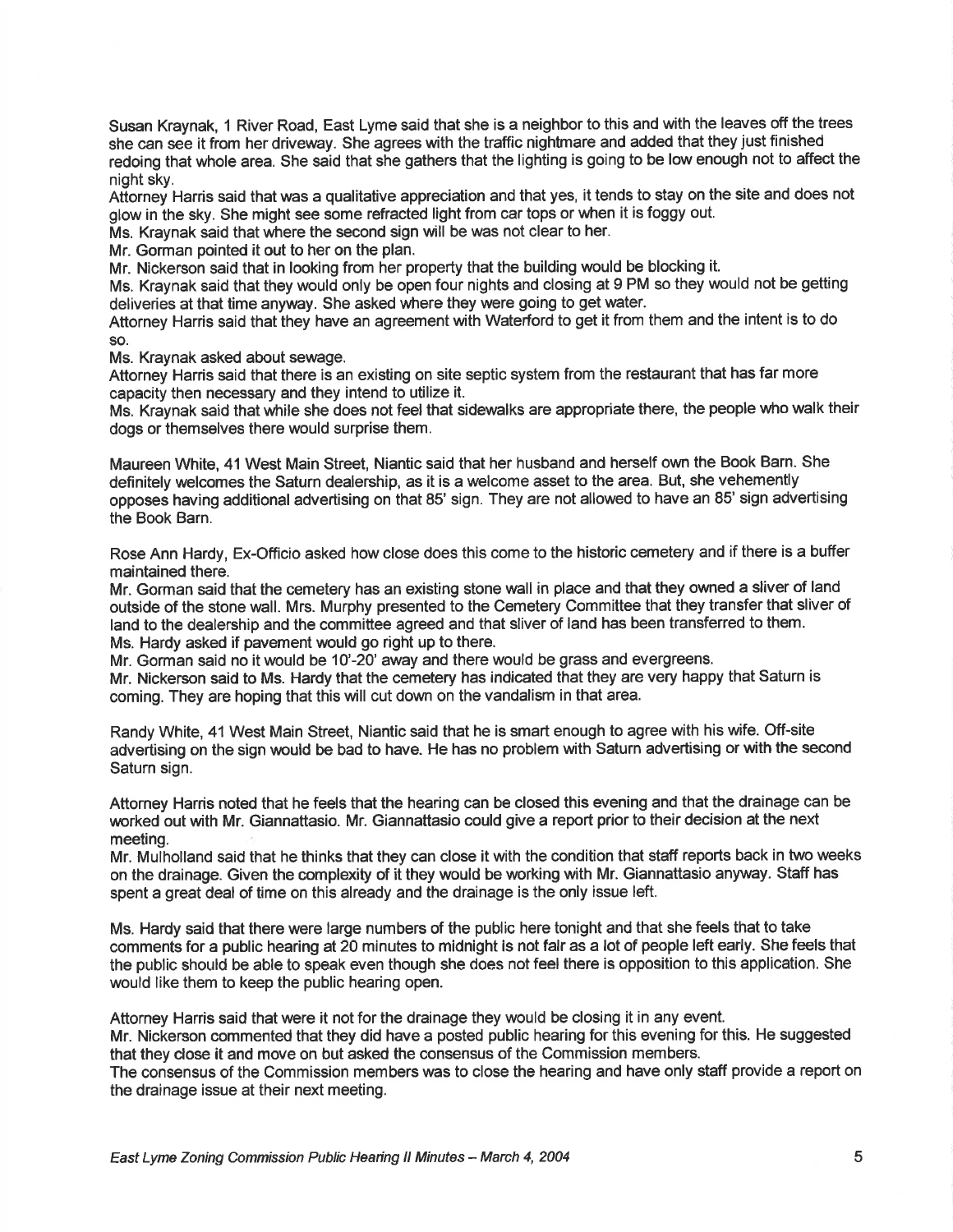Susan Kraynak, 1 River Road, East Lyme said that she is a neighbor to this and with the leaves off the trees she can see it from her driveway. She agrees with the traffic nightmare and added that they just finished redoing that whole area. She said that she gathers that the lighting is going to be low enough not to affect the night sky.

Attorney Harris said that was a qualitative appreciation and that yes, it tends to stay on the site and does not glow in the sky. She might see some refracted light from car tops or when it is foggy out.

Ms. Kraynak said that where the second sign will be was not clear to her.

Mr. Gorman pointed it out to her on the plan.

Mr. Nickerson said that in looking from her property that the building would be blocking it.

Ms. Kraynak said that they would only be open four nights and closing at 9 PM so they would not be getting deliveries at that time anyway. She asked where they were going to get water.

Attorney Harris said that they have an agreement with Waterford to get it from them and the intent is to do so.

Ms. Kraynak asked about sewage.

Attorney Harris said that there is an existing on site septic system from the restaurant that has far more capacity then necessary and they intend to utilize it.

Ms. Kraynak said that while she does not feel that sidewalks are appropriate there, the people who walk their dogs or themselves there would surprise them.

Maureen White, 41 West Main Street, Niantic said that her husband and herself own the Book Barn. She definitely welcomes the Saturn dealership, as it is a welcome asset to the area. But, she vehemently opposes having additional advertising on that 85' sign. They are not allowed to have an 85' sign advertising the Book Barn.

Rose Ann Hardy, Ex-Officio asked how close does this come to the historic cemetery and if there is a buffer maintained there.

Mr. Gorman said that the cemetery has an existing stone wall in place and that they owned a sliver of land outside of the stone wall. Mrs. Murphy presented to the Cemetery Committee that they transfer that sliver of land to the dealership and the committee agreed and that sliver of land has been transferred to them.

Ms. Hardy asked if pavement would go right up to there.

Mr. Gorman said no it would be 10'-20' away and there would be grass and evergreens.

Mr. Nickerson said to Ms. Hardy that the cemetery has indicated that they are very happy that Saturn is coming. They are hoping that this will cut down on the vandalism in that area.

Randy White, 41 West Main Street, Niantic said that he is smart enough to agree with his wife. Off-site advertising on the sign would be bad to have. He has no problem with Saturn advertising or with the second Saturn sign.

Attorney Harris noted that he feels that the hearing can be closed this evening and that the drainage can be worked out with Mr. Giannattasio. Mr. Giannattasio could give a report prior to their decision at the next meeting.

Mr. Mulholland said that he thinks that they can close it with the condition that staff reports back in two weeks on the drainage. Given the complexity of it they would be working with Mr. Giannattasio anyway. Staff has spent a great deal of time on this already and the drainage is the only issue left.

Ms. Hardy said that there were large numbers of the public here tonight and that she feels that to take comments for a public hearing at 20 minutes to midnight is not fair as a lot of people left early. She feels that the public should be able to speak even though she does not feel there is opposition to this application. She would like them to keep the public hearing open.

Attorney Harris said that were it not for the drainage they would be closing it in any event.

Mr. Nickerson commented that they did have a posted public hearing for this evening for this. He suggested that they close it and move on but asked the consensus of the Commission members.

The consensus of the Commission members was to close the hearing and have only staff provide a report on the drainage issue at their next meeting.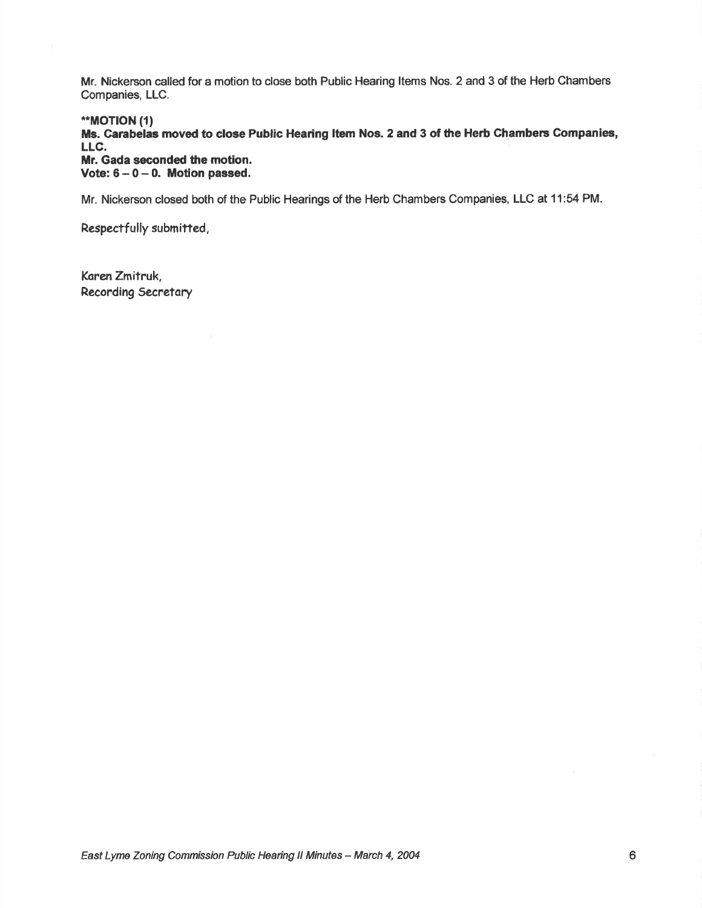Mr. Nickerson called for a motion to close both Public Hearing Items Nos. 2 and 3 of the Herb Chambers Companies, LLC.

****MOTION (1)**
**Ms. Carabelas moved to close Public Hearing Item Nos. 2 and 3 of the Herb Chambers Companies, LLC.**
**Mr. Gada seconded the motion.**
**Vote: 6 – 0 – 0. Motion passed.**

Mr. Nickerson closed both of the Public Hearings of the Herb Chambers Companies, LLC at 11:54 PM.

Respectfully submitted,

Karen Zmitruk,
Recording Secretary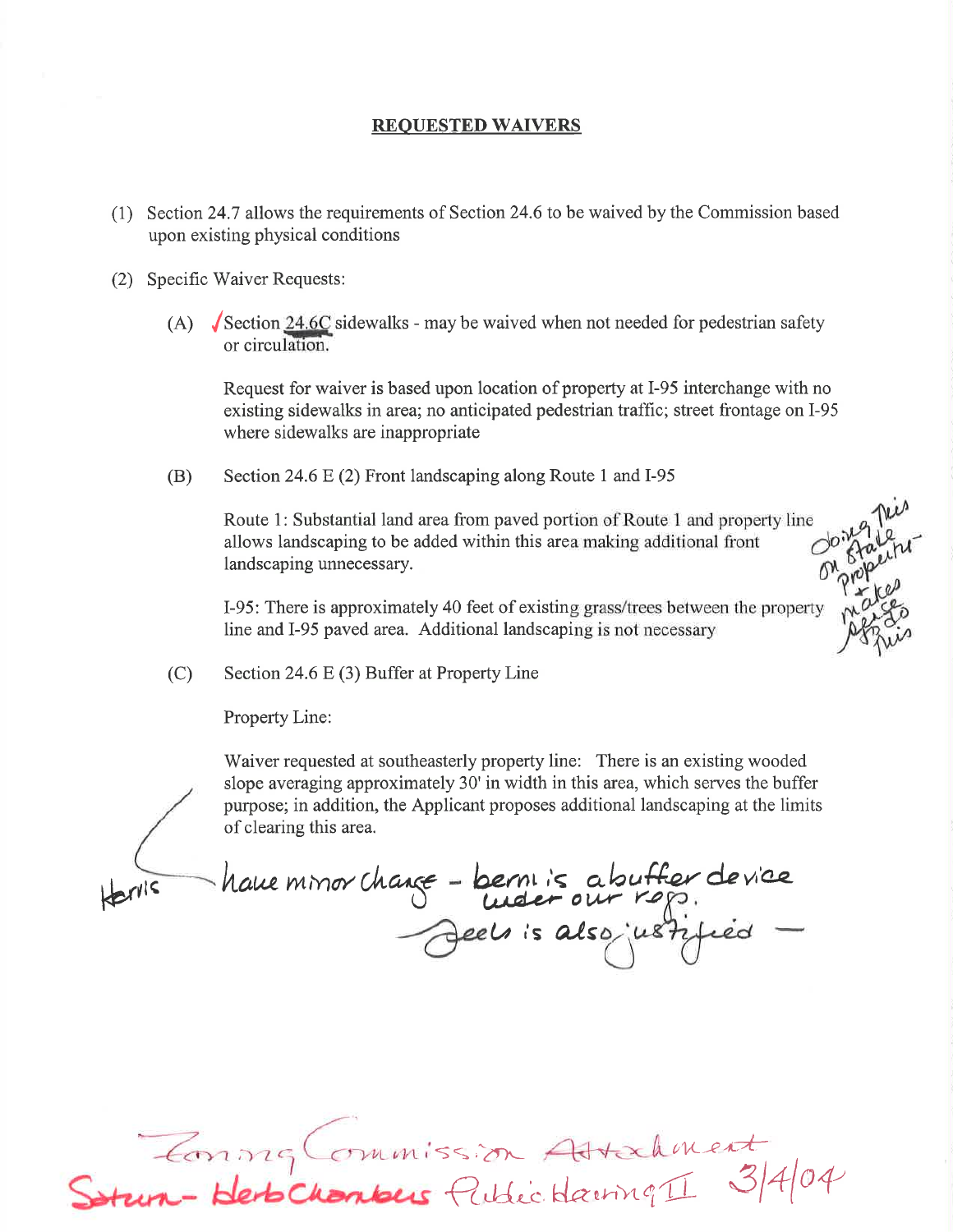## REQUESTED WAIVERS

(1) Section 24.7 allows the requirements of Section 24.6 to be waived by the Commission based upon existing physical conditions

(2) Specific Waiver Requests:

(A) ✓Section 24.6C sidewalks - may be waived when not needed for pedestrian safety or circulation.

Request for waiver is based upon location of property at I-95 interchange with no existing sidewalks in area; no anticipated pedestrian traffic; street frontage on I-95 where sidewalks are inappropriate

(B) Section 24.6 E (2) Front landscaping along Route 1 and I-95

Route 1: Substantial land area from paved portion of Route 1 and property line allows landscaping to be added within this area making additional front landscaping unnecessary.

I-95: There is approximately 40 feet of existing grass/trees between the property line and I-95 paved area. Additional landscaping is not necessary

*Doing this on state property - makes sense to do this*

(C) Section 24.6 E (3) Buffer at Property Line

Property Line:

Waiver requested at southeasterly property line: There is an existing wooded slope averaging approximately 30' in width in this area, which serves the buffer purpose; in addition, the Applicant proposes additional landscaping at the limits of clearing this area.

*Harris — have minor change - berm is a buffer device under our regs.*
*Feels is also justified —*

*Zoning Commission Attachment*
*Saturn - Herb Chambers Public Hearing II 3/4/04*